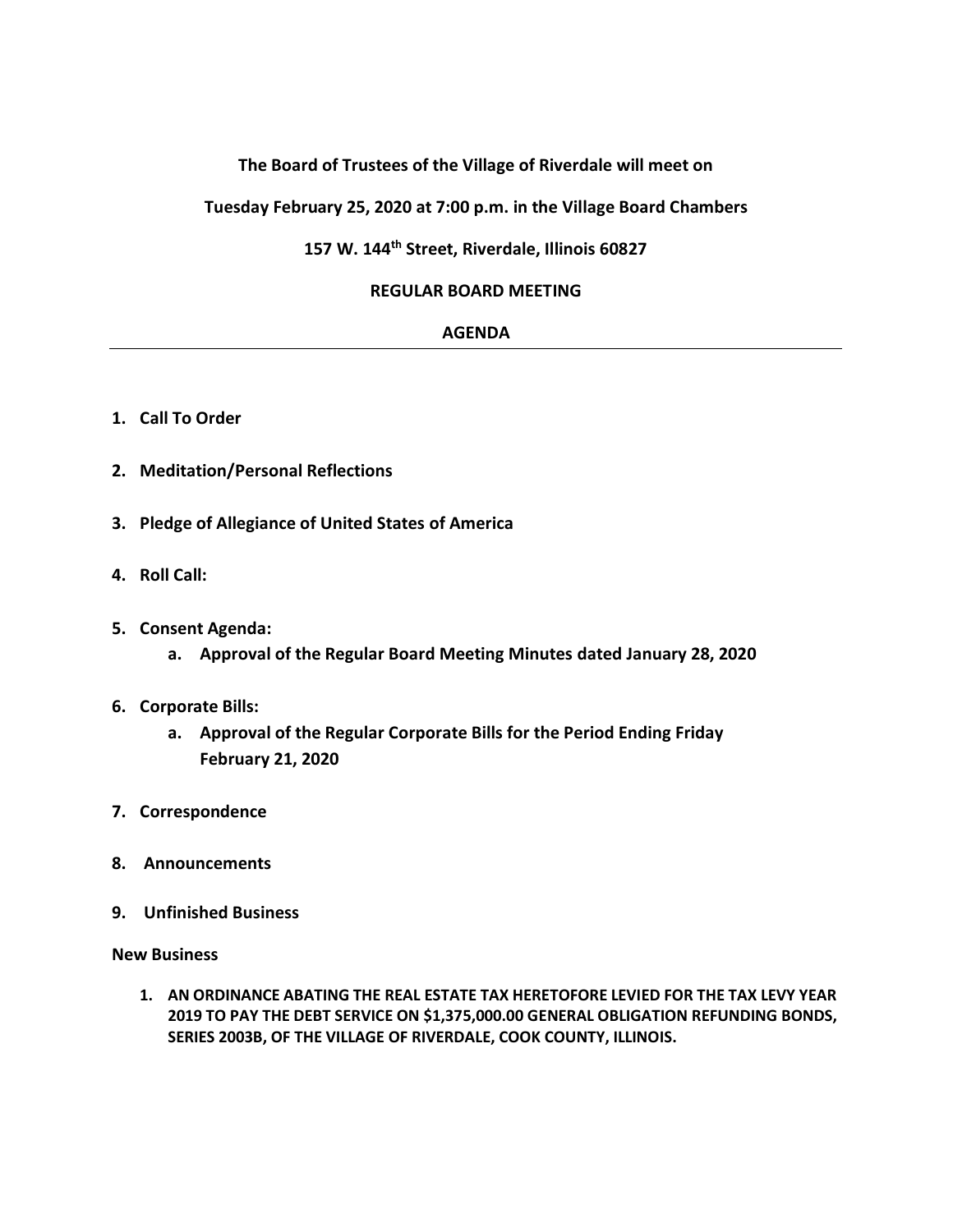**The Board of Trustees of the Village of Riverdale will meet on**

**Tuesday February 25, 2020 at 7:00 p.m. in the Village Board Chambers**

**157 W. 144th Street, Riverdale, Illinois 60827**

**REGULAR BOARD MEETING**

**AGENDA**

---

1. **Call To Order**

2. **Meditation/Personal Reflections**

3. **Pledge of Allegiance of United States of America**

4. **Roll Call:**

5. **Consent Agenda:**
   a. **Approval of the Regular Board Meeting Minutes dated January 28, 2020**

6. **Corporate Bills:**
   a. **Approval of the Regular Corporate Bills for the Period Ending Friday February 21, 2020**

7. **Correspondence**

8. **Announcements**

9. **Unfinished Business**

**New Business**

1. **AN ORDINANCE ABATING THE REAL ESTATE TAX HERETOFORE LEVIED FOR THE TAX LEVY YEAR 2019 TO PAY THE DEBT SERVICE ON $1,375,000.00 GENERAL OBLIGATION REFUNDING BONDS, SERIES 2003B, OF THE VILLAGE OF RIVERDALE, COOK COUNTY, ILLINOIS.**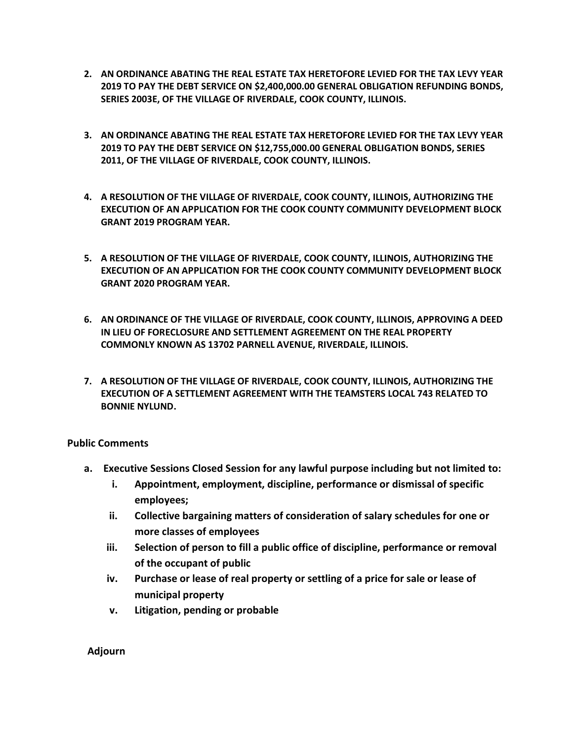2. **AN ORDINANCE ABATING THE REAL ESTATE TAX HERETOFORE LEVIED FOR THE TAX LEVY YEAR 2019 TO PAY THE DEBT SERVICE ON $2,400,000.00 GENERAL OBLIGATION REFUNDING BONDS, SERIES 2003E, OF THE VILLAGE OF RIVERDALE, COOK COUNTY, ILLINOIS.**

3. **AN ORDINANCE ABATING THE REAL ESTATE TAX HERETOFORE LEVIED FOR THE TAX LEVY YEAR 2019 TO PAY THE DEBT SERVICE ON $12,755,000.00 GENERAL OBLIGATION BONDS, SERIES 2011, OF THE VILLAGE OF RIVERDALE, COOK COUNTY, ILLINOIS.**

4. **A RESOLUTION OF THE VILLAGE OF RIVERDALE, COOK COUNTY, ILLINOIS, AUTHORIZING THE EXECUTION OF AN APPLICATION FOR THE COOK COUNTY COMMUNITY DEVELOPMENT BLOCK GRANT 2019 PROGRAM YEAR.**

5. **A RESOLUTION OF THE VILLAGE OF RIVERDALE, COOK COUNTY, ILLINOIS, AUTHORIZING THE EXECUTION OF AN APPLICATION FOR THE COOK COUNTY COMMUNITY DEVELOPMENT BLOCK GRANT 2020 PROGRAM YEAR.**

6. **AN ORDINANCE OF THE VILLAGE OF RIVERDALE, COOK COUNTY, ILLINOIS, APPROVING A DEED IN LIEU OF FORECLOSURE AND SETTLEMENT AGREEMENT ON THE REAL PROPERTY COMMONLY KNOWN AS 13702 PARNELL AVENUE, RIVERDALE, ILLINOIS.**

7. **A RESOLUTION OF THE VILLAGE OF RIVERDALE, COOK COUNTY, ILLINOIS, AUTHORIZING THE EXECUTION OF A SETTLEMENT AGREEMENT WITH THE TEAMSTERS LOCAL 743 RELATED TO BONNIE NYLUND.**

**Public Comments**

a. **Executive Sessions Closed Session for any lawful purpose including but not limited to:**
   i. **Appointment, employment, discipline, performance or dismissal of specific employees;**
   ii. **Collective bargaining matters of consideration of salary schedules for one or more classes of employees**
   iii. **Selection of person to fill a public office of discipline, performance or removal of the occupant of public**
   iv. **Purchase or lease of real property or settling of a price for sale or lease of municipal property**
   v. **Litigation, pending or probable**

**Adjourn**